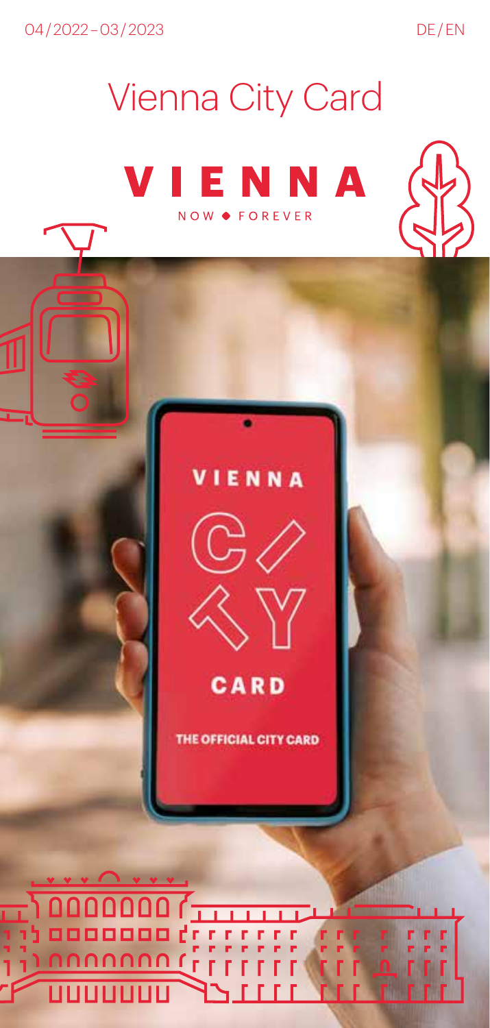04/2022 – 03/2023

DE/EN

# Vienna City Card

VIENNA

NOW ◆ FOREVER

VIENNA

CITY

CARD

THE OFFICIAL CITY CARD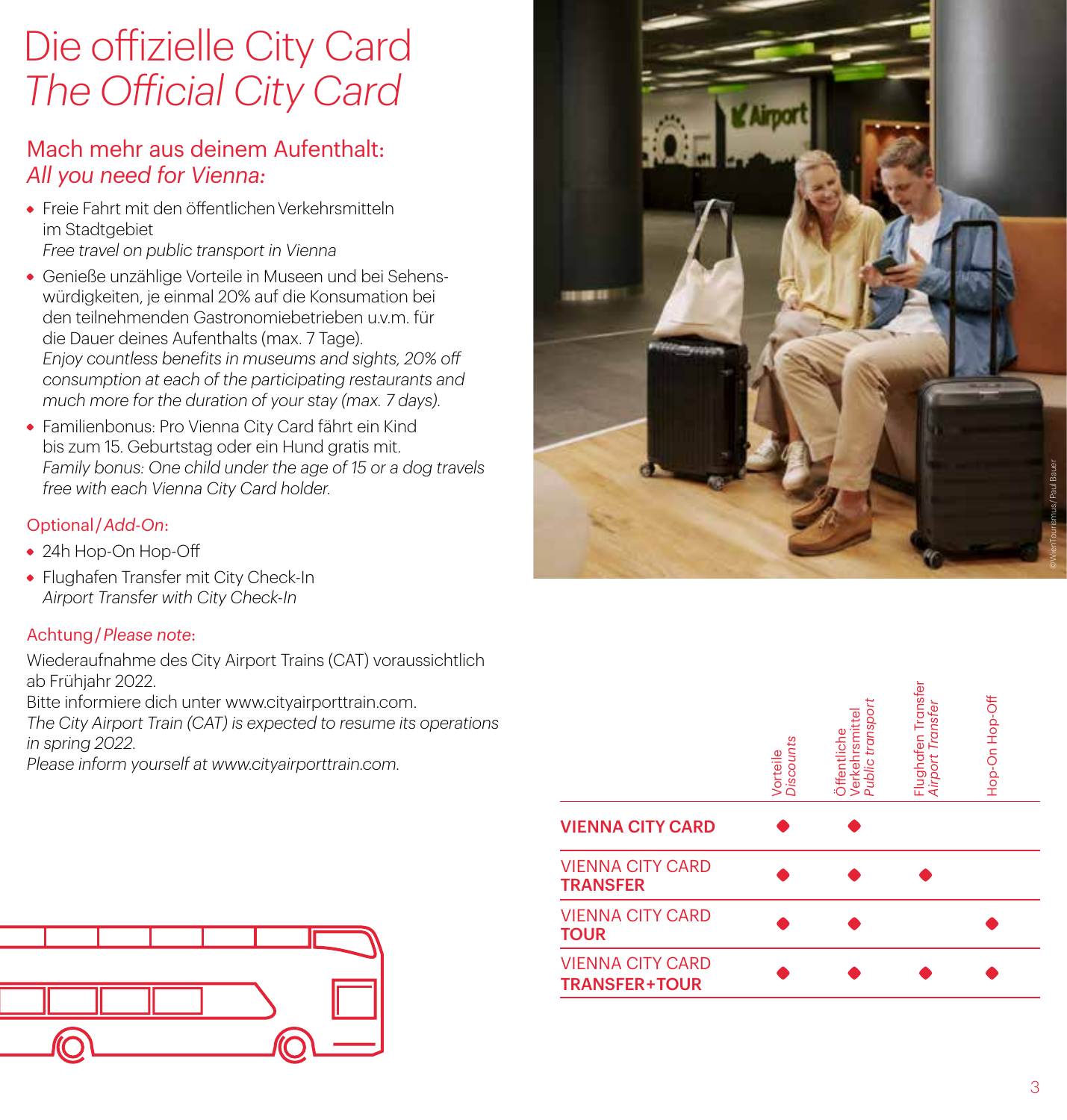# Die offizielle City Card
# *The Official City Card*

## Mach mehr aus deinem Aufenthalt: *All you need for Vienna:*

- Freie Fahrt mit den öffentlichen Verkehrsmitteln im Stadtgebiet
  *Free travel on public transport in Vienna*
- Genieße unzählige Vorteile in Museen und bei Sehenswürdigkeiten, je einmal 20% auf die Konsumation bei den teilnehmenden Gastronomiebetrieben u.v.m. für die Dauer deines Aufenthalts (max. 7 Tage).
  *Enjoy countless benefits in museums and sights, 20% off consumption at each of the participating restaurants and much more for the duration of your stay (max. 7 days).*
- Familienbonus: Pro Vienna City Card fährt ein Kind bis zum 15. Geburtstag oder ein Hund gratis mit.
  *Family bonus: One child under the age of 15 or a dog travels free with each Vienna City Card holder.*

### Optional / *Add-On*:

- 24h Hop-On Hop-Off
- Flughafen Transfer mit City Check-In
  *Airport Transfer with City Check-In*

### Achtung / *Please note*:

Wiederaufnahme des City Airport Trains (CAT) voraussichtlich ab Frühjahr 2022.
Bitte informiere dich unter www.cityairporttrain.com.
*The City Airport Train (CAT) is expected to resume its operations in spring 2022.*
*Please inform yourself at www.cityairporttrain.com.*

©WienTourismus/Paul Bauer

| | Vorteile *Discounts* | Öffentliche Verkehrsmittel *Public transport* | Flughafen Transfer *Airport Transfer* | Hop-On Hop-Off |
|---|---|---|---|---|
| **VIENNA CITY CARD** | ● | ● | | |
| VIENNA CITY CARD **TRANSFER** | ● | ● | ● | |
| VIENNA CITY CARD **TOUR** | ● | ● | | ● |
| VIENNA CITY CARD **TRANSFER+TOUR** | ● | ● | ● | ● |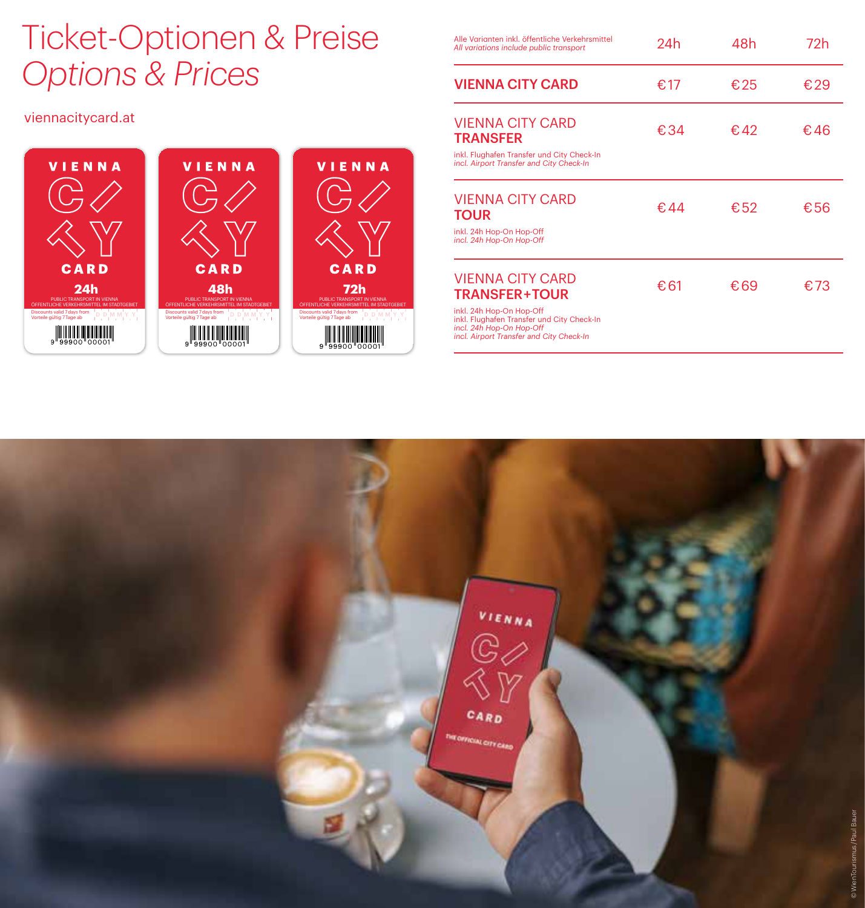# Ticket-Optionen & Preise
# *Options & Prices*

viennacitycard.at

| Alle Varianten inkl. öffentliche Verkehrsmittel *All variations include public transport* | 24h | 48h | 72h |
|---|---|---|---|
| **VIENNA CITY CARD** | €17 | €25 | €29 |
| VIENNA CITY CARD **TRANSFER** inkl. Flughafen Transfer und City Check-In *incl. Airport Transfer and City Check-In* | €34 | €42 | €46 |
| VIENNA CITY CARD **TOUR** inkl. 24h Hop-On Hop-Off *incl. 24h Hop-On Hop-Off* | €44 | €52 | €56 |
| VIENNA CITY CARD **TRANSFER+TOUR** inkl. 24h Hop-On Hop-Off inkl. Flughafen Transfer und City Check-In *incl. 24h Hop-On Hop-Off* *incl. Airport Transfer and City Check-In* | €61 | €69 | €73 |

© WienTourismus/Paul Bauer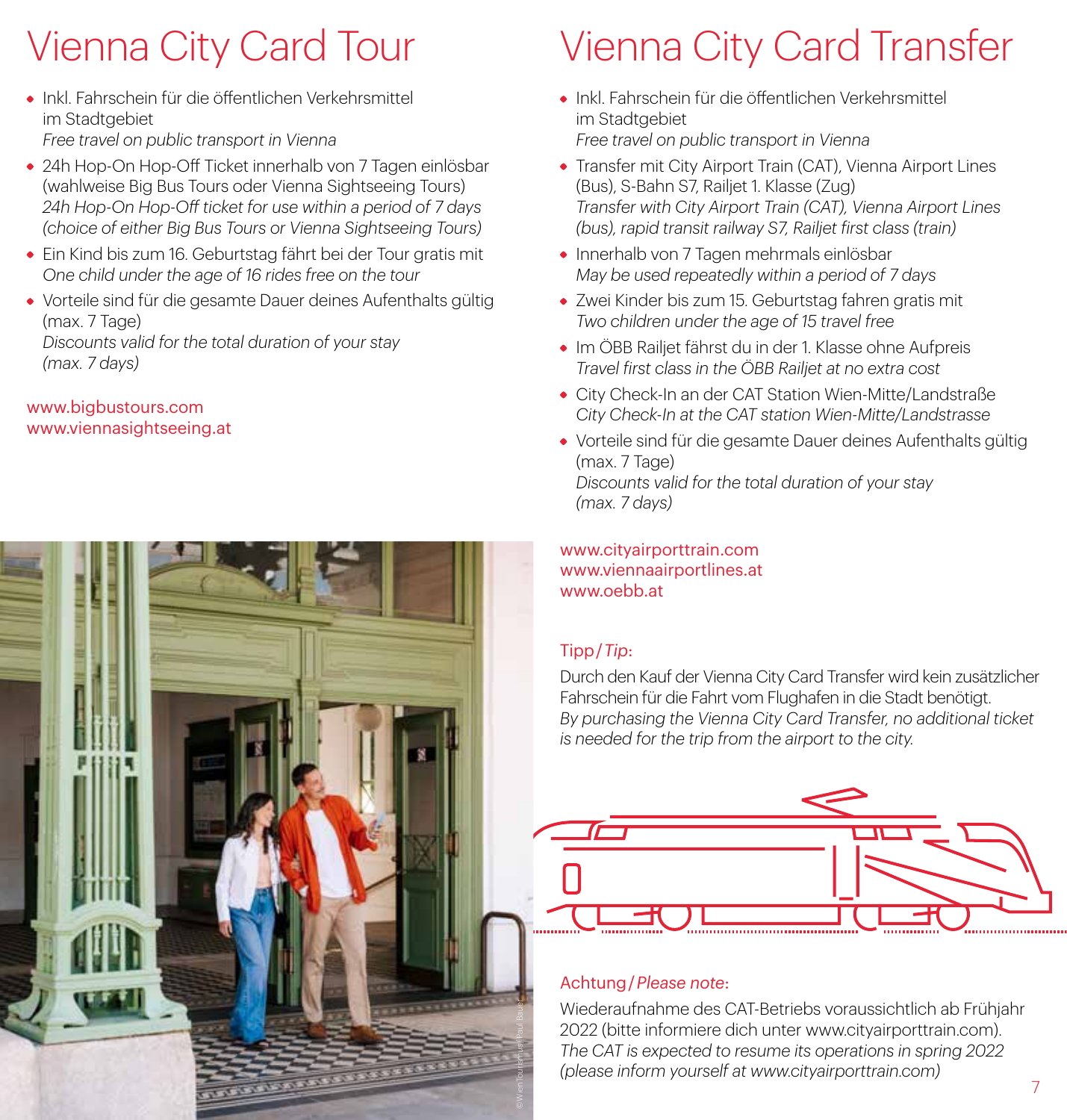# Vienna City Card Tour

- Inkl. Fahrschein für die öffentlichen Verkehrsmittel im Stadtgebiet
  *Free travel on public transport in Vienna*
- 24h Hop-On Hop-Off Ticket innerhalb von 7 Tagen einlösbar (wahlweise Big Bus Tours oder Vienna Sightseeing Tours)
  *24h Hop-On Hop-Off ticket for use within a period of 7 days (choice of either Big Bus Tours or Vienna Sightseeing Tours)*
- Ein Kind bis zum 16. Geburtstag fährt bei der Tour gratis mit
  *One child under the age of 16 rides free on the tour*
- Vorteile sind für die gesamte Dauer deines Aufenthalts gültig (max. 7 Tage)
  *Discounts valid for the total duration of your stay (max. 7 days)*

www.bigbustours.com
www.viennasightseeing.at

# Vienna City Card Transfer

- Inkl. Fahrschein für die öffentlichen Verkehrsmittel im Stadtgebiet
  *Free travel on public transport in Vienna*
- Transfer mit City Airport Train (CAT), Vienna Airport Lines (Bus), S-Bahn S7, Railjet 1. Klasse (Zug)
  *Transfer with City Airport Train (CAT), Vienna Airport Lines (bus), rapid transit railway S7, Railjet first class (train)*
- Innerhalb von 7 Tagen mehrmals einlösbar
  *May be used repeatedly within a period of 7 days*
- Zwei Kinder bis zum 15. Geburtstag fahren gratis mit
  *Two children under the age of 15 travel free*
- Im ÖBB Railjet fährst du in der 1. Klasse ohne Aufpreis
  *Travel first class in the ÖBB Railjet at no extra cost*
- City Check-In an der CAT Station Wien-Mitte/Landstraße
  *City Check-In at the CAT station Wien-Mitte/Landstrasse*
- Vorteile sind für die gesamte Dauer deines Aufenthalts gültig (max. 7 Tage)
  *Discounts valid for the total duration of your stay (max. 7 days)*

www.cityairporttrain.com
www.viennaairportlines.at
www.oebb.at

Tipp / *Tip*:

Durch den Kauf der Vienna City Card Transfer wird kein zusätzlicher Fahrschein für die Fahrt vom Flughafen in die Stadt benötigt.
*By purchasing the Vienna City Card Transfer, no additional ticket is needed for the trip from the airport to the city.*

Achtung / *Please note*:

Wiederaufnahme des CAT-Betriebs voraussichtlich ab Frühjahr 2022 (bitte informiere dich unter www.cityairporttrain.com).
*The CAT is expected to resume its operations in spring 2022 (please inform yourself at www.cityairporttrain.com)*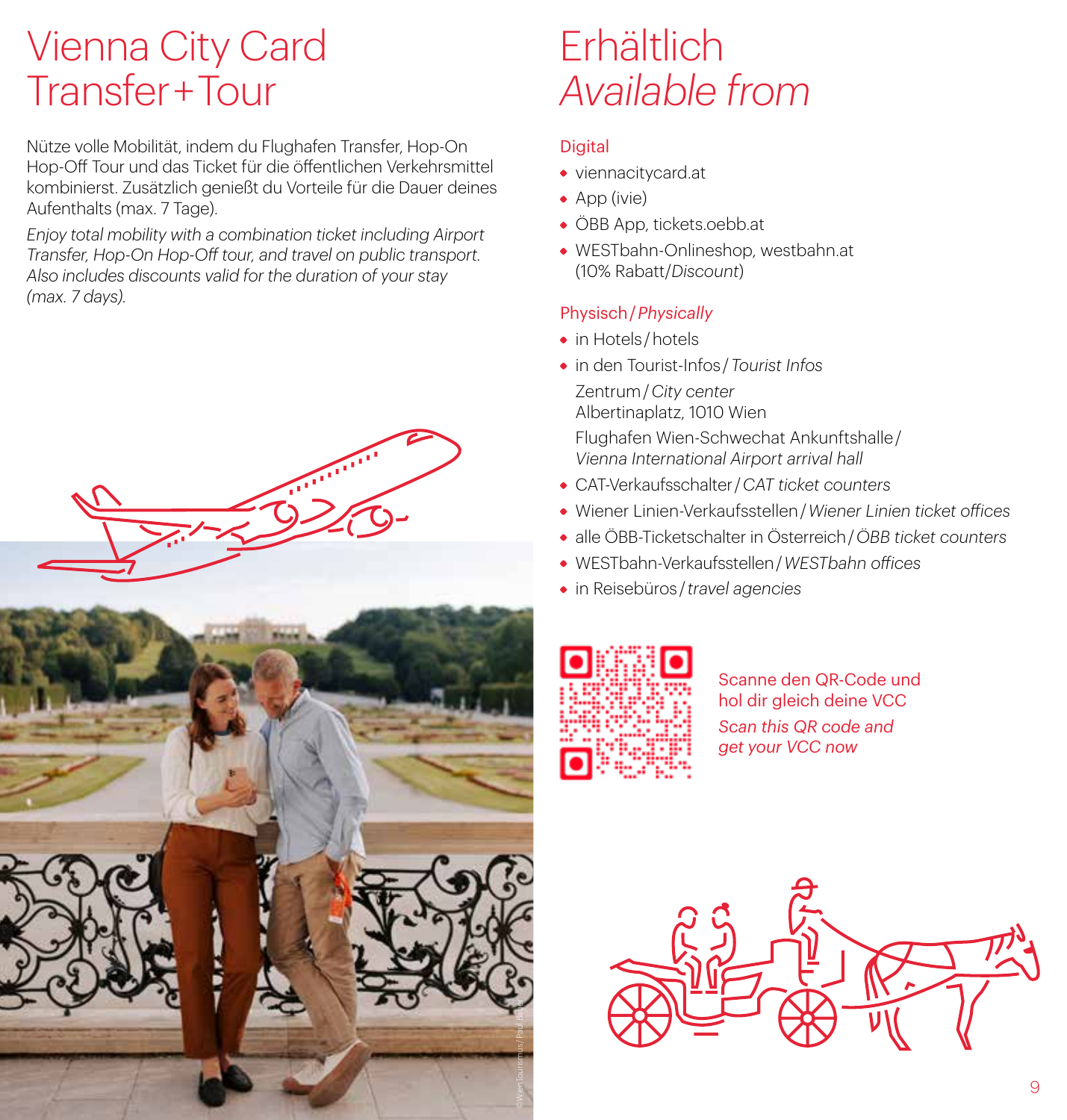# Vienna City Card Transfer + Tour

Nütze volle Mobilität, indem du Flughafen Transfer, Hop-On Hop-Off Tour und das Ticket für die öffentlichen Verkehrsmittel kombinierst. Zusätzlich genießt du Vorteile für die Dauer deines Aufenthalts (max. 7 Tage).

*Enjoy total mobility with a combination ticket including Airport Transfer, Hop-On Hop-Off tour, and travel on public transport. Also includes discounts valid for the duration of your stay (max. 7 days).*

# Erhältlich *Available from*

## Digital

- viennacitycard.at
- App (ivie)
- ÖBB App, tickets.oebb.at
- WESTbahn-Onlineshop, westbahn.at (10% Rabatt/*Discount*)

## Physisch / *Physically*

- in Hotels / hotels
- in den Tourist-Infos / *Tourist Infos*

  Zentrum / *City center*
  Albertinaplatz, 1010 Wien

  Flughafen Wien-Schwechat Ankunftshalle / *Vienna International Airport arrival hall*
- CAT-Verkaufsschalter / *CAT ticket counters*
- Wiener Linien-Verkaufsstellen / *Wiener Linien ticket offices*
- alle ÖBB-Ticketschalter in Österreich / *ÖBB ticket counters*
- WESTbahn-Verkaufsstellen / *WESTbahn offices*
- in Reisebüros / *travel agencies*

Scanne den QR-Code und hol dir gleich deine VCC

*Scan this QR code and get your VCC now*

©WienTourismus/Paul Bauer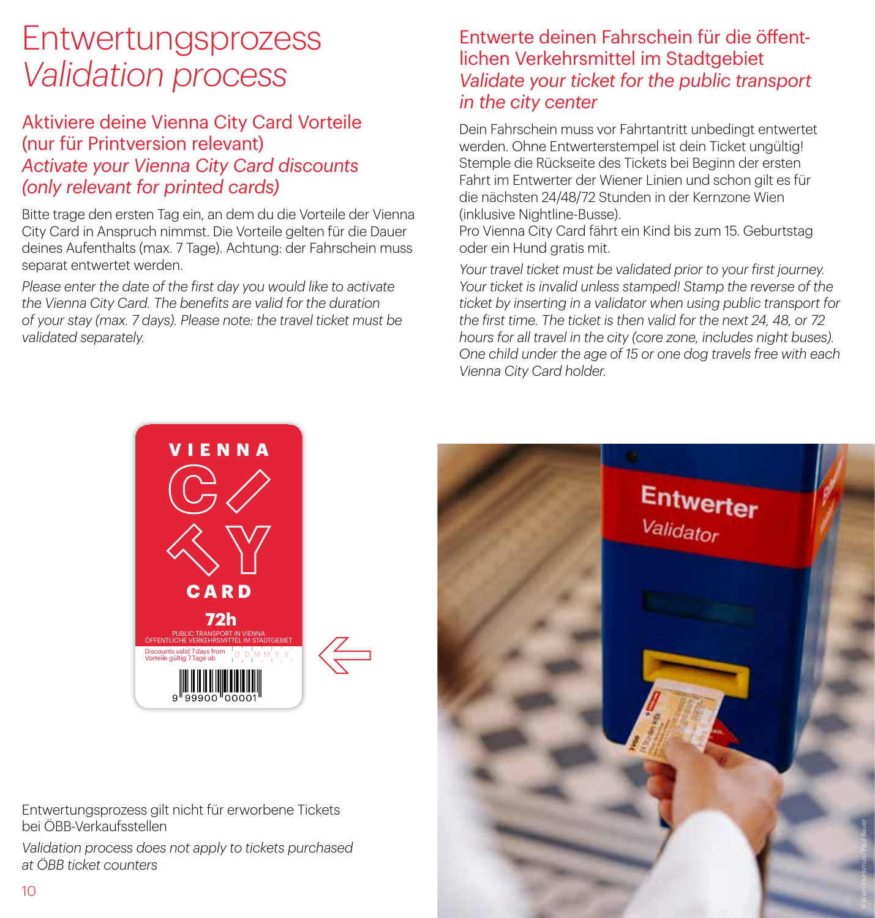# Entwertungsprozess *Validation process*

## Aktiviere deine Vienna City Card Vorteile (nur für Printversion relevant) *Activate your Vienna City Card discounts (only relevant for printed cards)*

Bitte trage den ersten Tag ein, an dem du die Vorteile der Vienna City Card in Anspruch nimmst. Die Vorteile gelten für die Dauer deines Aufenthalts (max. 7 Tage). Achtung: der Fahrschein muss separat entwertet werden.

*Please enter the date of the first day you would like to activate the Vienna City Card. The benefits are valid for the duration of your stay (max. 7 days). Please note: the travel ticket must be validated separately.*

Entwertungsprozess gilt nicht für erworbene Tickets bei ÖBB-Verkaufsstellen

*Validation process does not apply to tickets purchased at ÖBB ticket counters*

## Entwerte deinen Fahrschein für die öffentlichen Verkehrsmittel im Stadtgebiet *Validate your ticket for the public transport in the city center*

Dein Fahrschein muss vor Fahrtantritt unbedingt entwertet werden. Ohne Entwerterstempel ist dein Ticket ungültig! Stemple die Rückseite des Tickets bei Beginn der ersten Fahrt im Entwerter der Wiener Linien und schon gilt es für die nächsten 24/48/72 Stunden in der Kernzone Wien (inklusive Nightline-Busse).
Pro Vienna City Card fährt ein Kind bis zum 15. Geburtstag oder ein Hund gratis mit.

*Your travel ticket must be validated prior to your first journey. Your ticket is invalid unless stamped! Stamp the reverse of the ticket by inserting in a validator when using public transport for the first time. The ticket is then valid for the next 24, 48, or 72 hours for all travel in the city (core zone, includes night buses). One child under the age of 15 or one dog travels free with each Vienna City Card holder.*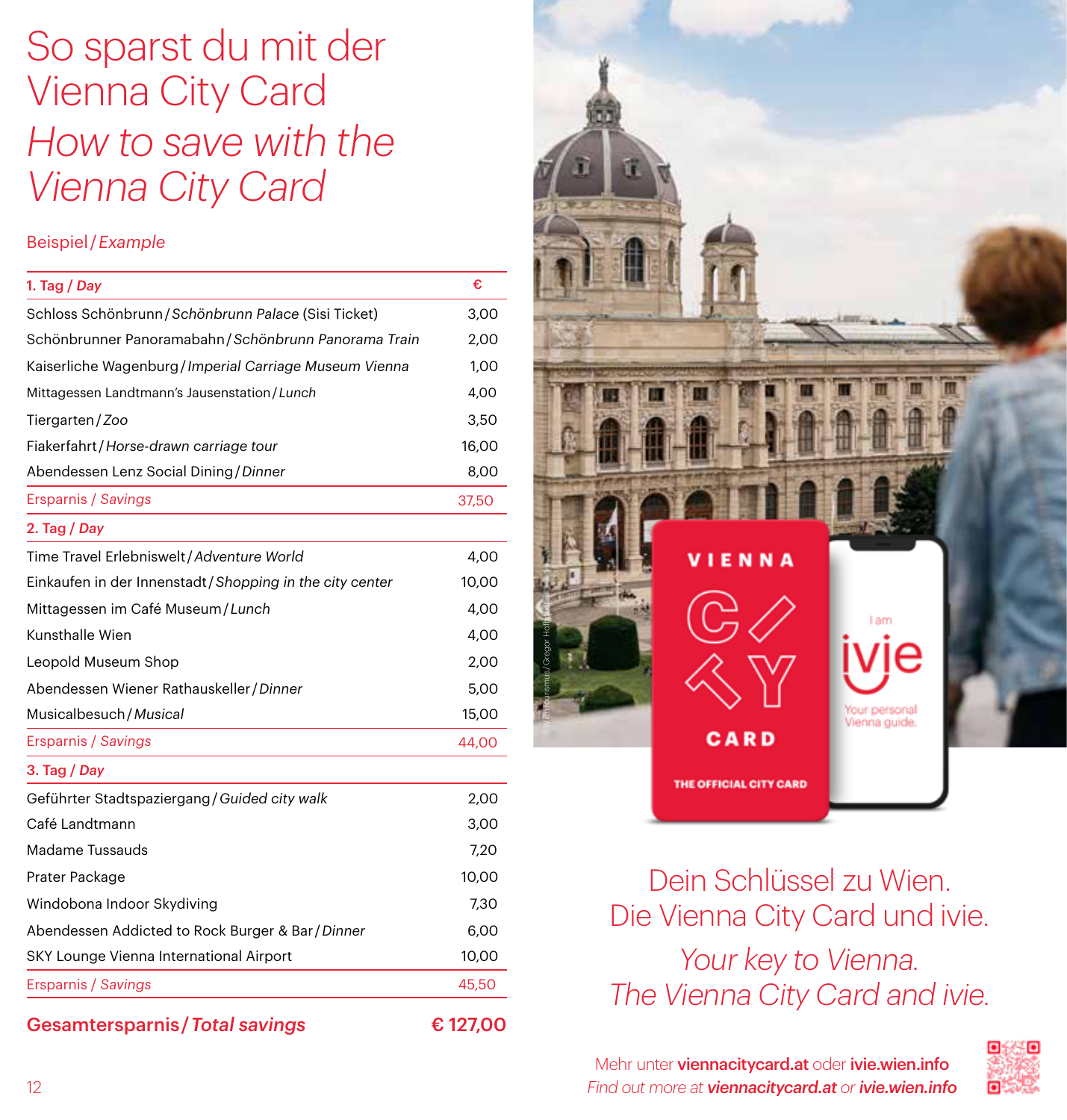# So sparst du mit der Vienna City Card

# *How to save with the Vienna City Card*

Beispiel / *Example*

| 1. Tag / *Day* | € |
|---|---|
| Schloss Schönbrunn / *Schönbrunn Palace* (Sisi Ticket) | 3,00 |
| Schönbrunner Panoramabahn / *Schönbrunn Panorama Train* | 2,00 |
| Kaiserliche Wagenburg / *Imperial Carriage Museum Vienna* | 1,00 |
| Mittagessen Landtmann's Jausenstation / *Lunch* | 4,00 |
| Tiergarten / *Zoo* | 3,50 |
| Fiakerfahrt / *Horse-drawn carriage tour* | 16,00 |
| Abendessen Lenz Social Dining / *Dinner* | 8,00 |
| Ersparnis / *Savings* | 37,50 |
| **2. Tag / *Day*** | |
| Time Travel Erlebniswelt / *Adventure World* | 4,00 |
| Einkaufen in der Innenstadt / *Shopping in the city center* | 10,00 |
| Mittagessen im Café Museum / *Lunch* | 4,00 |
| Kunsthalle Wien | 4,00 |
| Leopold Museum Shop | 2,00 |
| Abendessen Wiener Rathauskeller / *Dinner* | 5,00 |
| Musicalbesuch / *Musical* | 15,00 |
| Ersparnis / *Savings* | 44,00 |
| **3. Tag / *Day*** | |
| Geführter Stadtspaziergang / *Guided city walk* | 2,00 |
| Café Landtmann | 3,00 |
| Madame Tussauds | 7,20 |
| Prater Package | 10,00 |
| Windobona Indoor Skydiving | 7,30 |
| Abendessen Addicted to Rock Burger & Bar / *Dinner* | 6,00 |
| SKY Lounge Vienna International Airport | 10,00 |
| Ersparnis / *Savings* | 45,50 |
| **Gesamtersparnis / *Total savings*** | **€ 127,00** |

©WienTourismus/Gregor Hofbauer

Dein Schlüssel zu Wien.
Die Vienna City Card und ivie.

*Your key to Vienna.*
*The Vienna City Card and ivie.*

Mehr unter **viennacitycard.at** oder **ivie.wien.info**
*Find out more at* ***viennacitycard.at*** *or* ***ivie.wien.info***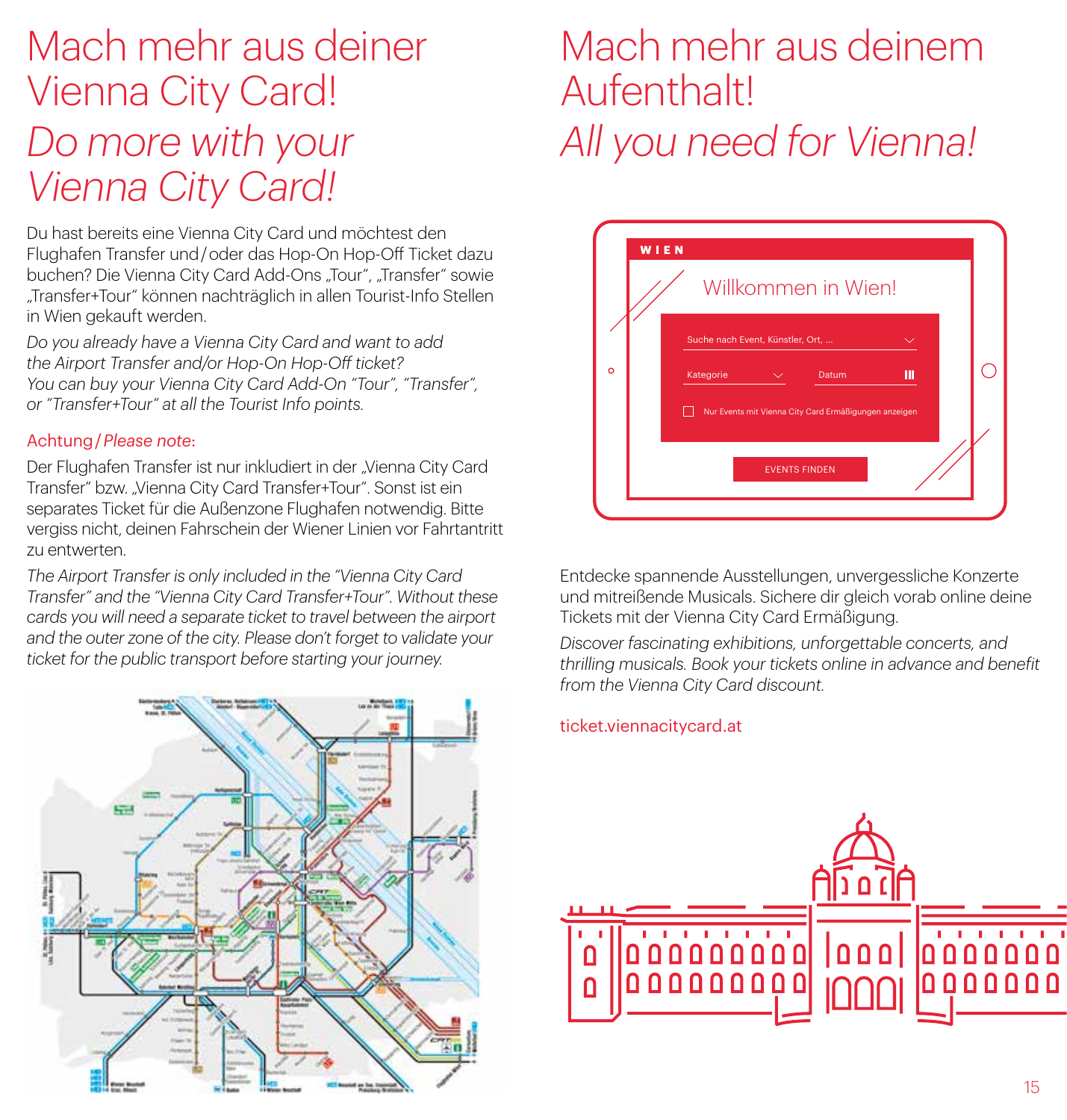# Mach mehr aus deiner Vienna City Card!

# *Do more with your Vienna City Card!*

Du hast bereits eine Vienna City Card und möchtest den Flughafen Transfer und / oder das Hop-On Hop-Off Ticket dazu buchen? Die Vienna City Card Add-Ons „Tour“, „Transfer“ sowie „Transfer+Tour“ können nachträglich in allen Tourist-Info Stellen in Wien gekauft werden.

*Do you already have a Vienna City Card and want to add the Airport Transfer and/or Hop-On Hop-Off ticket? You can buy your Vienna City Card Add-On "Tour", "Transfer", or "Transfer+Tour" at all the Tourist Info points.*

Achtung / *Please note*:

Der Flughafen Transfer ist nur inkludiert in der „Vienna City Card Transfer“ bzw. „Vienna City Card Transfer+Tour“. Sonst ist ein separates Ticket für die Außenzone Flughafen notwendig. Bitte vergiss nicht, deinen Fahrschein der Wiener Linien vor Fahrtantritt zu entwerten.

*The Airport Transfer is only included in the "Vienna City Card Transfer" and the "Vienna City Card Transfer+Tour". Without these cards you will need a separate ticket to travel between the airport and the outer zone of the city. Please don't forget to validate your ticket for the public transport before starting your journey.*

# Mach mehr aus deinem Aufenthalt!

# *All you need for Vienna!*

WIEN

Willkommen in Wien!

Suche nach Event, Künstler, Ort, ...

Kategorie

Datum

Nur Events mit Vienna City Card Ermäßigungen anzeigen

EVENTS FINDEN

Entdecke spannende Ausstellungen, unvergessliche Konzerte und mitreißende Musicals. Sichere dir gleich vorab online deine Tickets mit der Vienna City Card Ermäßigung.

*Discover fascinating exhibitions, unforgettable concerts, and thrilling musicals. Book your tickets online in advance and benefit from the Vienna City Card discount.*

ticket.viennacitycard.at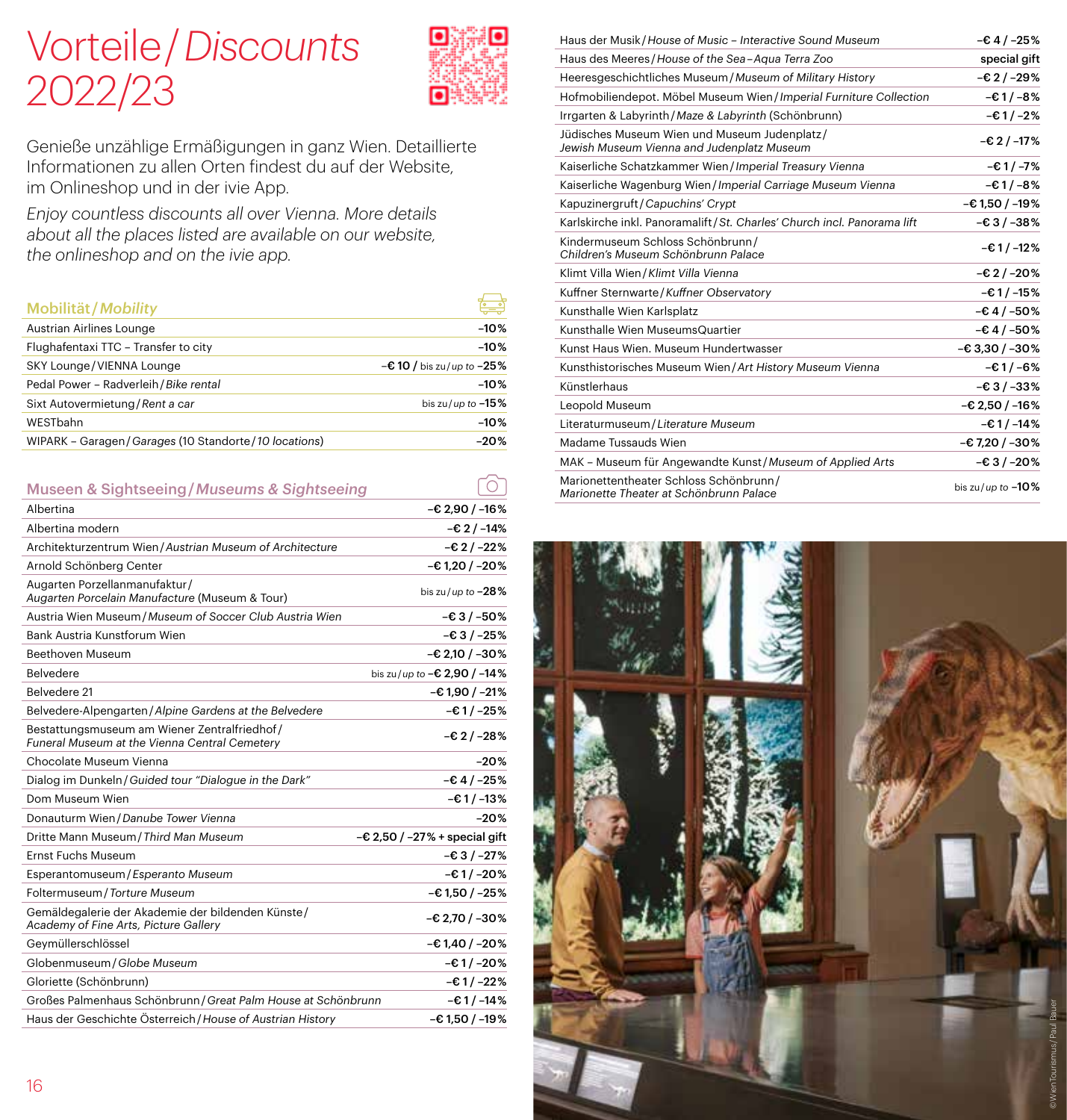# Vorteile / *Discounts* 2022/23

Genieße unzählige Ermäßigungen in ganz Wien. Detaillierte Informationen zu allen Orten findest du auf der Website, im Onlineshop und in der ivie App.

*Enjoy countless discounts all over Vienna. More details about all the places listed are available on our website, the onlineshop and on the ivie app.*

## Mobilität / *Mobility*

| | |
|---|---|
| Austrian Airlines Lounge | –10% |
| Flughafentaxi TTC – Transfer to city | –10% |
| SKY Lounge / VIENNA Lounge | –€ 10 / bis zu / *up to* –25% |
| Pedal Power – Radverleih / *Bike rental* | –10% |
| Sixt Autovermietung / *Rent a car* | bis zu / *up to* –15% |
| WESTbahn | –10% |
| WIPARK – Garagen / *Garages* (10 Standorte / *10 locations*) | –20% |

## Museen & Sightseeing / *Museums & Sightseeing*

| | |
|---|---|
| Albertina | –€ 2,90 / –16% |
| Albertina modern | –€ 2 / –14% |
| Architekturzentrum Wien / *Austrian Museum of Architecture* | –€ 2 / –22% |
| Arnold Schönberg Center | –€ 1,20 / –20% |
| Augarten Porzellanmanufaktur / *Augarten Porcelain Manufacture* (Museum & Tour) | bis zu / *up to* –28% |
| Austria Wien Museum / *Museum of Soccer Club Austria Wien* | –€ 3 / –50% |
| Bank Austria Kunstforum Wien | –€ 3 / –25% |
| Beethoven Museum | –€ 2,10 / –30% |
| Belvedere | bis zu / *up to* –€ 2,90 / –14% |
| Belvedere 21 | –€ 1,90 / –21% |
| Belvedere-Alpengarten / *Alpine Gardens at the Belvedere* | –€ 1 / –25% |
| Bestattungsmuseum am Wiener Zentralfriedhof / *Funeral Museum at the Vienna Central Cemetery* | –€ 2 / –28% |
| Chocolate Museum Vienna | –20% |
| Dialog im Dunkeln / *Guided tour "Dialogue in the Dark"* | –€ 4 / –25% |
| Dom Museum Wien | –€ 1 / –13% |
| Donauturm Wien / *Danube Tower Vienna* | –20% |
| Dritte Mann Museum / *Third Man Museum* | –€ 2,50 / –27% + special gift |
| Ernst Fuchs Museum | –€ 3 / –27% |
| Esperantomuseum / *Esperanto Museum* | –€ 1 / –20% |
| Foltermuseum / *Torture Museum* | –€ 1,50 / –25% |
| Gemäldegalerie der Akademie der bildenden Künste / *Academy of Fine Arts, Picture Gallery* | –€ 2,70 / –30% |
| Geymüllerschlössel | –€ 1,40 / –20% |
| Globenmuseum / *Globe Museum* | –€ 1 / –20% |
| Gloriette (Schönbrunn) | –€ 1 / –22% |
| Großes Palmenhaus Schönbrunn / *Great Palm House at Schönbrunn* | –€ 1 / –14% |
| Haus der Geschichte Österreich / *House of Austrian History* | –€ 1,50 / –19% |
| Haus der Musik / *House of Music – Interactive Sound Museum* | –€ 4 / –25% |
| Haus des Meeres / *House of the Sea – Aqua Terra Zoo* | special gift |
| Heeresgeschichtliches Museum / *Museum of Military History* | –€ 2 / –29% |
| Hofmobiliendepot. Möbel Museum Wien / *Imperial Furniture Collection* | –€ 1 / –8% |
| Irrgarten & Labyrinth / *Maze & Labyrinth* (Schönbrunn) | –€ 1 / –2% |
| Jüdisches Museum Wien und Museum Judenplatz / *Jewish Museum Vienna and Judenplatz Museum* | –€ 2 / –17% |
| Kaiserliche Schatzkammer Wien / *Imperial Treasury Vienna* | –€ 1 / –7% |
| Kaiserliche Wagenburg Wien / *Imperial Carriage Museum Vienna* | –€ 1 / –8% |
| Kapuzinergruft / *Capuchins' Crypt* | –€ 1,50 / –19% |
| Karlskirche inkl. Panoramalift / *St. Charles' Church incl. Panorama lift* | –€ 3 / –38% |
| Kindermuseum Schloss Schönbrunn / *Children's Museum Schönbrunn Palace* | –€ 1 / –12% |
| Klimt Villa Wien / *Klimt Villa Vienna* | –€ 2 / –20% |
| Kuffner Sternwarte / *Kuffner Observatory* | –€ 1 / –15% |
| Kunsthalle Wien Karlsplatz | –€ 4 / –50% |
| Kunsthalle Wien MuseumsQuartier | –€ 4 / –50% |
| Kunst Haus Wien. Museum Hundertwasser | –€ 3,30 / –30% |
| Kunsthistorisches Museum Wien / *Art History Museum Vienna* | –€ 1 / –6% |
| Künstlerhaus | –€ 3 / –33% |
| Leopold Museum | –€ 2,50 / –16% |
| Literaturmuseum / *Literature Museum* | –€ 1 / –14% |
| Madame Tussauds Wien | –€ 7,20 / –30% |
| MAK – Museum für Angewandte Kunst / *Museum of Applied Arts* | –€ 3 / –20% |
| Marionettentheater Schloss Schönbrunn / *Marionette Theater at Schönbrunn Palace* | bis zu / *up to* –10% |

©WienTourismus/Paul Bauer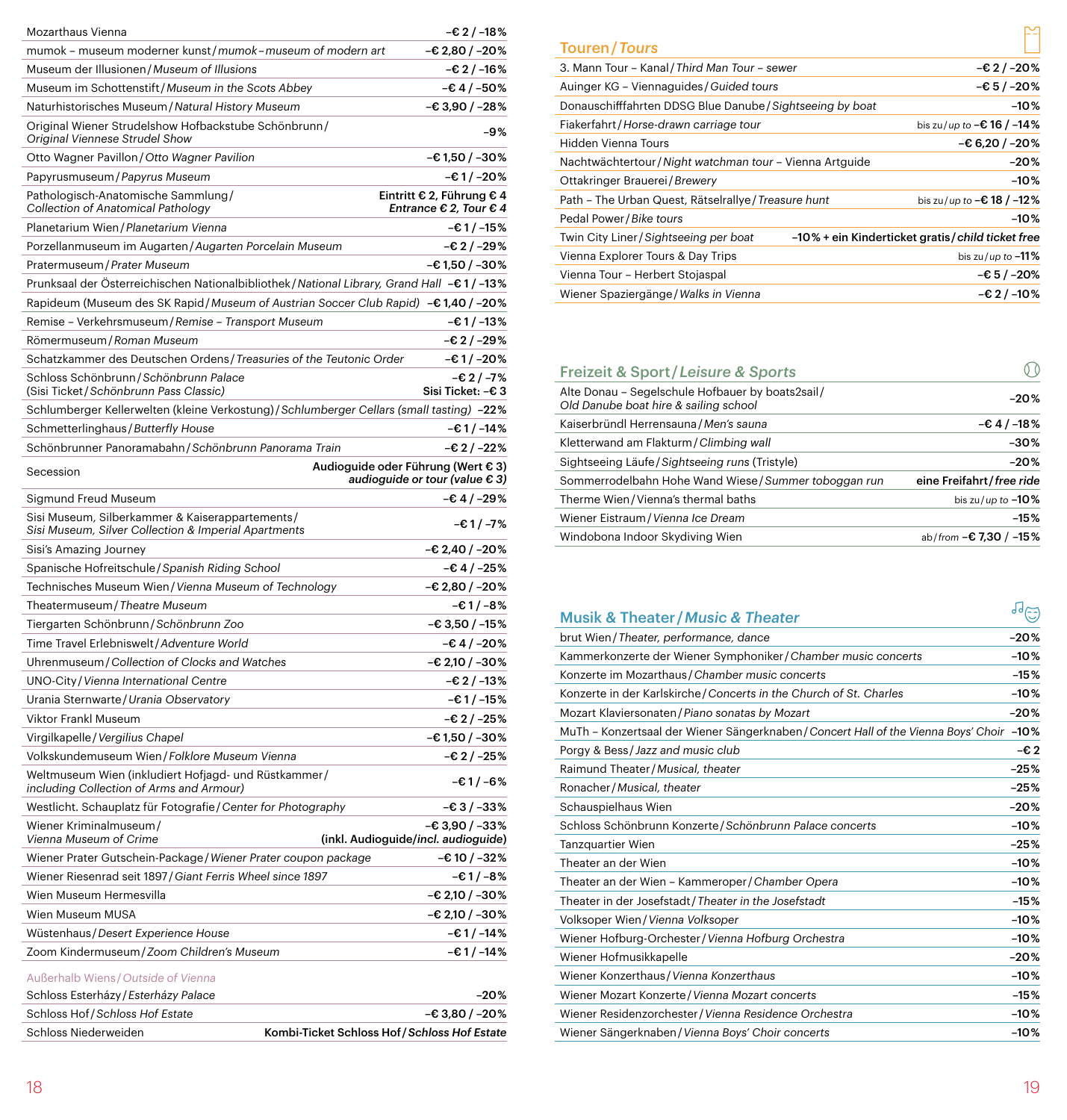| | |
|---|---|
| Mozarthaus Vienna | –€ 2 / –18 % |
| mumok – museum moderner kunst / *mumok – museum of modern art* | –€ 2,80 / –20 % |
| Museum der Illusionen / *Museum of Illusions* | –€ 2 / –16 % |
| Museum im Schottenstift / *Museum in the Scots Abbey* | –€ 4 / –50 % |
| Naturhistorisches Museum / *Natural History Museum* | –€ 3,90 / –28 % |
| Original Wiener Strudelshow Hofbackstube Schönbrunn / *Original Viennese Strudel Show* | –9 % |
| Otto Wagner Pavillon / *Otto Wagner Pavilion* | –€ 1,50 / –30 % |
| Papyrusmuseum / *Papyrus Museum* | –€ 1 / –20 % |
| Pathologisch-Anatomische Sammlung / *Collection of Anatomical Pathology* | Eintritt € 2, Führung € 4 / *Entrance € 2, Tour € 4* |
| Planetarium Wien / *Planetarium Vienna* | –€ 1 / –15 % |
| Porzellanmuseum im Augarten / *Augarten Porcelain Museum* | –€ 2 / –29 % |
| Pratermuseum / *Prater Museum* | –€ 1,50 / –30 % |
| Prunksaal der Österreichischen Nationalbibliothek / *National Library, Grand Hall* | –€ 1 / –13 % |
| Rapideum (Museum des SK Rapid / *Museum of Austrian Soccer Club Rapid*) | –€ 1,40 / –20 % |
| Remise – Verkehrsmuseum / *Remise – Transport Museum* | –€ 1 / –13 % |
| Römermuseum / *Roman Museum* | –€ 2 / –29 % |
| Schatzkammer des Deutschen Ordens / *Treasuries of the Teutonic Order* | –€ 1 / –20 % |
| Schloss Schönbrunn / *Schönbrunn Palace* (Sisi Ticket / *Schönbrunn Pass Classic*) | –€ 2 / –7 % Sisi Ticket: –€ 3 |
| Schlumberger Kellerwelten (kleine Verkostung) / *Schlumberger Cellars (small tasting)* | –22 % |
| Schmetterlinghaus / *Butterfly House* | –€ 1 / –14 % |
| Schönbrunner Panoramabahn / *Schönbrunn Panorama Train* | –€ 2 / –22 % |
| Secession | Audioguide oder Führung (Wert € 3) / *audioguide or tour (value € 3)* |
| Sigmund Freud Museum | –€ 4 / –29 % |
| Sisi Museum, Silberkammer & Kaiserappartements / *Sisi Museum, Silver Collection & Imperial Apartments* | –€ 1 / –7 % |
| Sisi's Amazing Journey | –€ 2,40 / –20 % |
| Spanische Hofreitschule / *Spanish Riding School* | –€ 4 / –25 % |
| Technisches Museum Wien / *Vienna Museum of Technology* | –€ 2,80 / –20 % |
| Theatermuseum / *Theatre Museum* | –€ 1 / –8 % |
| Tiergarten Schönbrunn / *Schönbrunn Zoo* | –€ 3,50 / –15 % |
| Time Travel Erlebniswelt / *Adventure World* | –€ 4 / –20 % |
| Uhrenmuseum / *Collection of Clocks and Watches* | –€ 2,10 / –30 % |
| UNO-City / *Vienna International Centre* | –€ 2 / –13 % |
| Urania Sternwarte / *Urania Observatory* | –€ 1 / –15 % |
| Viktor Frankl Museum | –€ 2 / –25 % |
| Virgilkapelle / *Vergilius Chapel* | –€ 1,50 / –30 % |
| Volkskundemuseum Wien / *Folklore Museum Vienna* | –€ 2 / –25 % |
| Weltmuseum Wien (inkludiert Hofjagd- und Rüstkammer / *including Collection of Arms and Armour*) | –€ 1 / –6 % |
| Westlicht. Schauplatz für Fotografie / *Center for Photography* | –€ 3 / –33 % |
| Wiener Kriminalmuseum / *Vienna Museum of Crime* | –€ 3,90 / –33 % (inkl. Audioguide / *incl. audioguide*) |
| Wiener Prater Gutschein-Package / *Wiener Prater coupon package* | –€ 10 / –32 % |
| Wiener Riesenrad seit 1897 / *Giant Ferris Wheel since 1897* | –€ 1 / –8 % |
| Wien Museum Hermesvilla | –€ 2,10 / –30 % |
| Wien Museum MUSA | –€ 2,10 / –30 % |
| Wüstenhaus / *Desert Experience House* | –€ 1 / –14 % |
| Zoom Kindermuseum / *Zoom Children's Museum* | –€ 1 / –14 % |

### Außerhalb Wiens / *Outside of Vienna*

| | |
|---|---|
| Schloss Esterházy / *Esterházy Palace* | –20 % |
| Schloss Hof / *Schloss Hof Estate* | –€ 3,80 / –20 % |
| Schloss Niederweiden | Kombi-Ticket Schloss Hof / *Schloss Hof Estate* |

## Touren / *Tours*

| | |
|---|---|
| 3. Mann Tour – Kanal / *Third Man Tour – sewer* | –€ 2 / –20 % |
| Auinger KG – Viennaguides / *Guided tours* | –€ 5 / –20 % |
| Donauschifffahrten DDSG Blue Danube / *Sightseeing by boat* | –10 % |
| Fiakerfahrt / *Horse-drawn carriage tour* | bis zu / *up to* –€ 16 / –14 % |
| Hidden Vienna Tours | –€ 6,20 / –20 % |
| Nachtwächtertour / *Night watchman tour* – Vienna Artguide | –20 % |
| Ottakringer Brauerei / *Brewery* | –10 % |
| Path – The Urban Quest, Rätselrallye / *Treasure hunt* | bis zu / *up to* –€ 18 / –12 % |
| Pedal Power / *Bike tours* | –10 % |
| Twin City Liner / *Sightseeing per boat* | –10 % + ein Kinderticket gratis / *child ticket free* |
| Vienna Explorer Tours & Day Trips | bis zu / *up to* –11 % |
| Vienna Tour – Herbert Stojaspal | –€ 5 / –20 % |
| Wiener Spaziergänge / *Walks in Vienna* | –€ 2 / –10 % |

## Freizeit & Sport / *Leisure & Sports*

| | |
|---|---|
| Alte Donau – Segelschule Hofbauer by boats2sail / *Old Danube boat hire & sailing school* | –20 % |
| Kaiserbründl Herrensauna / *Men's sauna* | –€ 4 / –18 % |
| Kletterwand am Flakturm / *Climbing wall* | –30 % |
| Sightseeing Läufe / *Sightseeing runs* (Tristyle) | –20 % |
| Sommerrodelbahn Hohe Wand Wiese / *Summer toboggan run* | eine Freifahrt / *free ride* |
| Therme Wien / Vienna's thermal baths | bis zu / *up to* –10 % |
| Wiener Eistraum / *Vienna Ice Dream* | –15 % |
| Windobona Indoor Skydiving Wien | ab / *from* –€ 7,30 / –15 % |

## Musik & Theater / *Music & Theater*

| | |
|---|---|
| brut Wien / *Theater, performance, dance* | –20 % |
| Kammerkonzerte der Wiener Symphoniker / *Chamber music concerts* | –10 % |
| Konzerte im Mozarthaus / *Chamber music concerts* | –15 % |
| Konzerte in der Karlskirche / *Concerts in the Church of St. Charles* | –10 % |
| Mozart Klaviersonaten / *Piano sonatas by Mozart* | –20 % |
| MuTh – Konzertsaal der Wiener Sängerknaben / *Concert Hall of the Vienna Boys' Choir* | –10 % |
| Porgy & Bess / *Jazz and music club* | –€ 2 |
| Raimund Theater / *Musical, theater* | –25 % |
| Ronacher / *Musical, theater* | –25 % |
| Schauspielhaus Wien | –20 % |
| Schloss Schönbrunn Konzerte / *Schönbrunn Palace concerts* | –10 % |
| Tanzquartier Wien | –25 % |
| Theater an der Wien | –10 % |
| Theater an der Wien – Kammeroper / *Chamber Opera* | –10 % |
| Theater in der Josefstadt / *Theater in the Josefstadt* | –15 % |
| Volksoper Wien / *Vienna Volksoper* | –10 % |
| Wiener Hofburg-Orchester / *Vienna Hofburg Orchestra* | –10 % |
| Wiener Hofmusikkapelle | –20 % |
| Wiener Konzerthaus / *Vienna Konzerthaus* | –10 % |
| Wiener Mozart Konzerte / *Vienna Mozart concerts* | –15 % |
| Wiener Residenzorchester / *Vienna Residence Orchestra* | –10 % |
| Wiener Sängerknaben / *Vienna Boys' Choir concerts* | –10 % |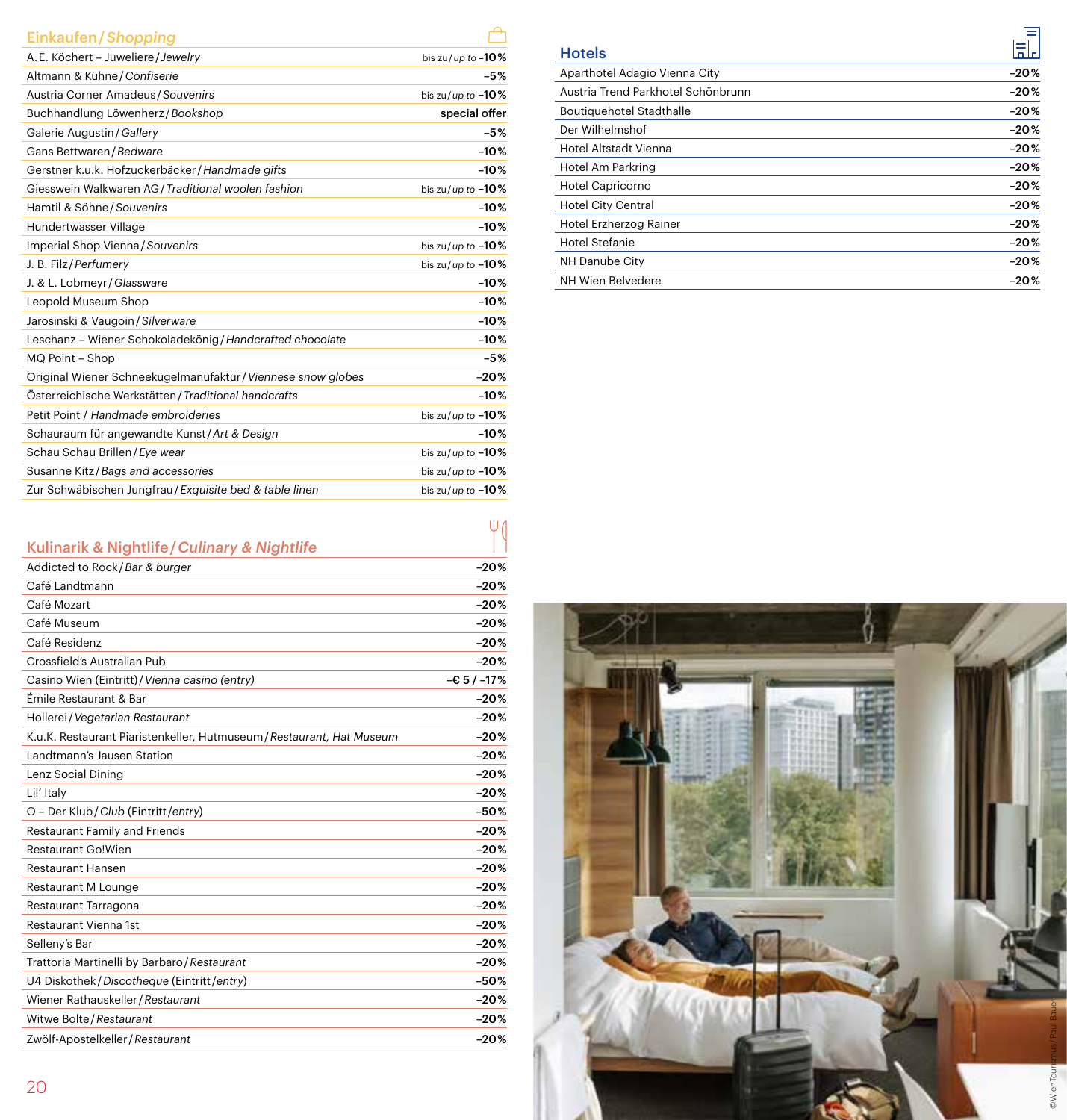## Einkaufen / *Shopping*

| | |
|---|---|
| A. E. Köchert – Juweliere / *Jewelry* | bis zu / *up to* –10% |
| Altmann & Kühne / *Confiserie* | –5% |
| Austria Corner Amadeus / *Souvenirs* | bis zu / *up to* –10% |
| Buchhandlung Löwenherz / *Bookshop* | **special offer** |
| Galerie Augustin / *Gallery* | –5% |
| Gans Bettwaren / *Bedware* | –10% |
| Gerstner k.u.k. Hofzuckerbäcker / *Handmade gifts* | –10% |
| Giesswein Walkwaren AG / *Traditional woolen fashion* | bis zu / *up to* –10% |
| Hamtil & Söhne / *Souvenirs* | –10% |
| Hundertwasser Village | –10% |
| Imperial Shop Vienna / *Souvenirs* | bis zu / *up to* –10% |
| J. B. Filz / *Perfumery* | bis zu / *up to* –10% |
| J. & L. Lobmeyr / *Glassware* | –10% |
| Leopold Museum Shop | –10% |
| Jarosinski & Vaugoin / *Silverware* | –10% |
| Leschanz – Wiener Schokoladekönig / *Handcrafted chocolate* | –10% |
| MQ Point – Shop | –5% |
| Original Wiener Schneekugelmanufaktur / *Viennese snow globes* | –20% |
| Österreichische Werkstätten / *Traditional handcrafts* | –10% |
| Petit Point / *Handmade embroideries* | bis zu / *up to* –10% |
| Schauraum für angewandte Kunst / *Art & Design* | –10% |
| Schau Schau Brillen / *Eye wear* | bis zu / *up to* –10% |
| Susanne Kitz / *Bags and accessories* | bis zu / *up to* –10% |
| Zur Schwäbischen Jungfrau / *Exquisite bed & table linen* | bis zu / *up to* –10% |

## Kulinarik & Nightlife / *Culinary & Nightlife*

| | |
|---|---|
| Addicted to Rock / *Bar & burger* | –20% |
| Café Landtmann | –20% |
| Café Mozart | –20% |
| Café Museum | –20% |
| Café Residenz | –20% |
| Crossfield's Australian Pub | –20% |
| Casino Wien (Eintritt) / *Vienna casino (entry)* | –€ 5 / –17% |
| Émile Restaurant & Bar | –20% |
| Hollerei / *Vegetarian Restaurant* | –20% |
| K.u.K. Restaurant Piaristenkeller, Hutmuseum / *Restaurant, Hat Museum* | –20% |
| Landtmann's Jausen Station | –20% |
| Lenz Social Dining | –20% |
| Lil' Italy | –20% |
| O – Der Klub / *Club* (Eintritt / *entry*) | –50% |
| Restaurant Family and Friends | –20% |
| Restaurant Go!Wien | –20% |
| Restaurant Hansen | –20% |
| Restaurant M Lounge | –20% |
| Restaurant Tarragona | –20% |
| Restaurant Vienna 1st | –20% |
| Selleny's Bar | –20% |
| Trattoria Martinelli by Barbaro / *Restaurant* | –20% |
| U4 Diskothek / *Discotheque* (Eintritt / *entry*) | –50% |
| Wiener Rathauskeller / *Restaurant* | –20% |
| Witwe Bolte / *Restaurant* | –20% |
| Zwölf-Apostelkeller / *Restaurant* | –20% |

## Hotels

| | |
|---|---|
| Aparthotel Adagio Vienna City | –20% |
| Austria Trend Parkhotel Schönbrunn | –20% |
| Boutiquehotel Stadthalle | –20% |
| Der Wilhelmshof | –20% |
| Hotel Altstadt Vienna | –20% |
| Hotel Am Parkring | –20% |
| Hotel Capricorno | –20% |
| Hotel City Central | –20% |
| Hotel Erzherzog Rainer | –20% |
| Hotel Stefanie | –20% |
| NH Danube City | –20% |
| NH Wien Belvedere | –20% |

©WienTourismus / Paul Bauer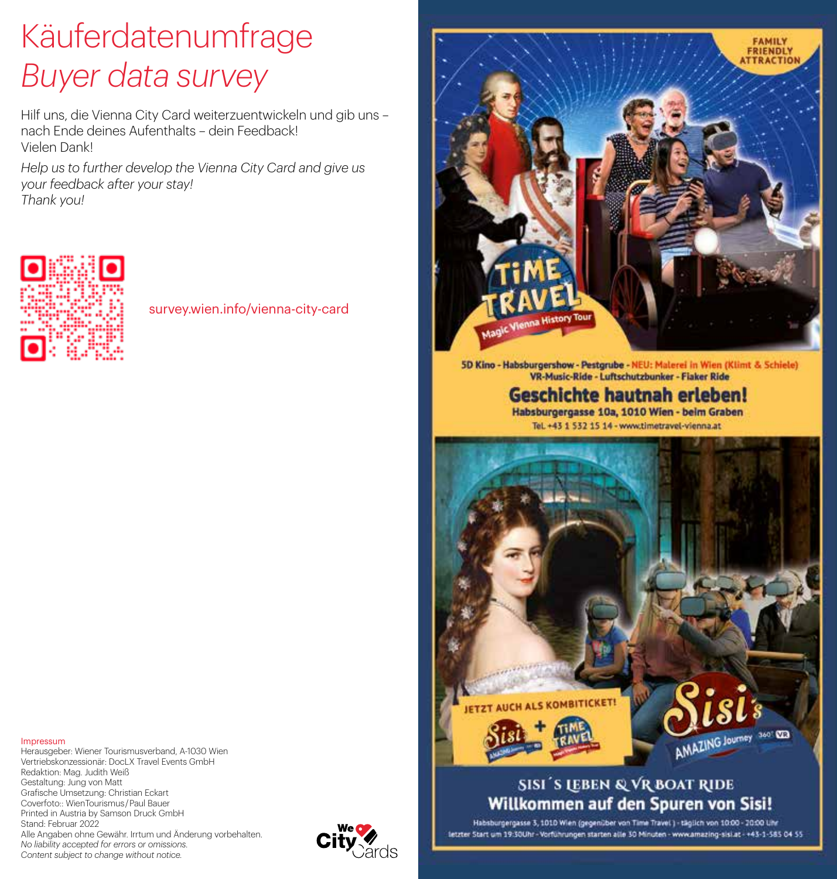# Käuferdatenumfrage

*Buyer data survey*

Hilf uns, die Vienna City Card weiterzuentwickeln und gib uns – nach Ende deines Aufenthalts – dein Feedback!
Vielen Dank!

*Help us to further develop the Vienna City Card and give us your feedback after your stay!*
*Thank you!*

survey.wien.info/vienna-city-card

FAMILY FRIENDLY ATTRACTION

**TIME TRAVEL**
Magic Vienna History Tour

**5D Kino - Habsburgershow - Pestgrube - NEU: Malerei in Wien (Klimt & Schiele) VR-Music-Ride - Luftschutzbunker - Fiaker Ride**

## Geschichte hautnah erleben!

**Habsburgergasse 10a, 1010 Wien - beim Graben**
Tel. +43 1 532 15 14 - www.timetravel-vienna.at

JETZT AUCH ALS KOMBITICKET!

Sisi + TIME TRAVEL

**Sisi's AMAZING Journey** 360° VR

## SISI´S LEBEN & VR BOAT RIDE

## Willkommen auf den Spuren von Sisi!

Habsburgergasse 3, 1010 Wien (gegenüber von Time Travel) - täglich von 10:00 - 20:00 Uhr letzter Start um 19:30Uhr - Vorführungen starten alle 30 Minuten - www.amazing-sisi.at - +43-1-585 04 55

Impressum
Herausgeber: Wiener Tourismusverband, A-1030 Wien
Vertriebskonzessionär: DocLX Travel Events GmbH
Redaktion: Mag. Judith Weiß
Gestaltung: Jung von Matt
Grafische Umsetzung: Christian Eckart
Coverfoto:: WienTourismus/Paul Bauer
Printed in Austria by Samson Druck GmbH
Stand: Februar 2022
Alle Angaben ohne Gewähr. Irrtum und Änderung vorbehalten.
*No liability accepted for errors or omissions.*
*Content subject to change without notice.*

We City Cards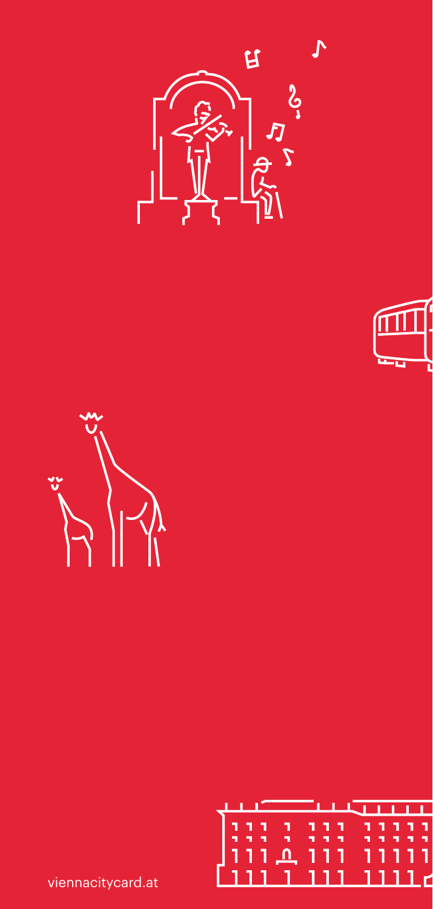viennacitycard.at